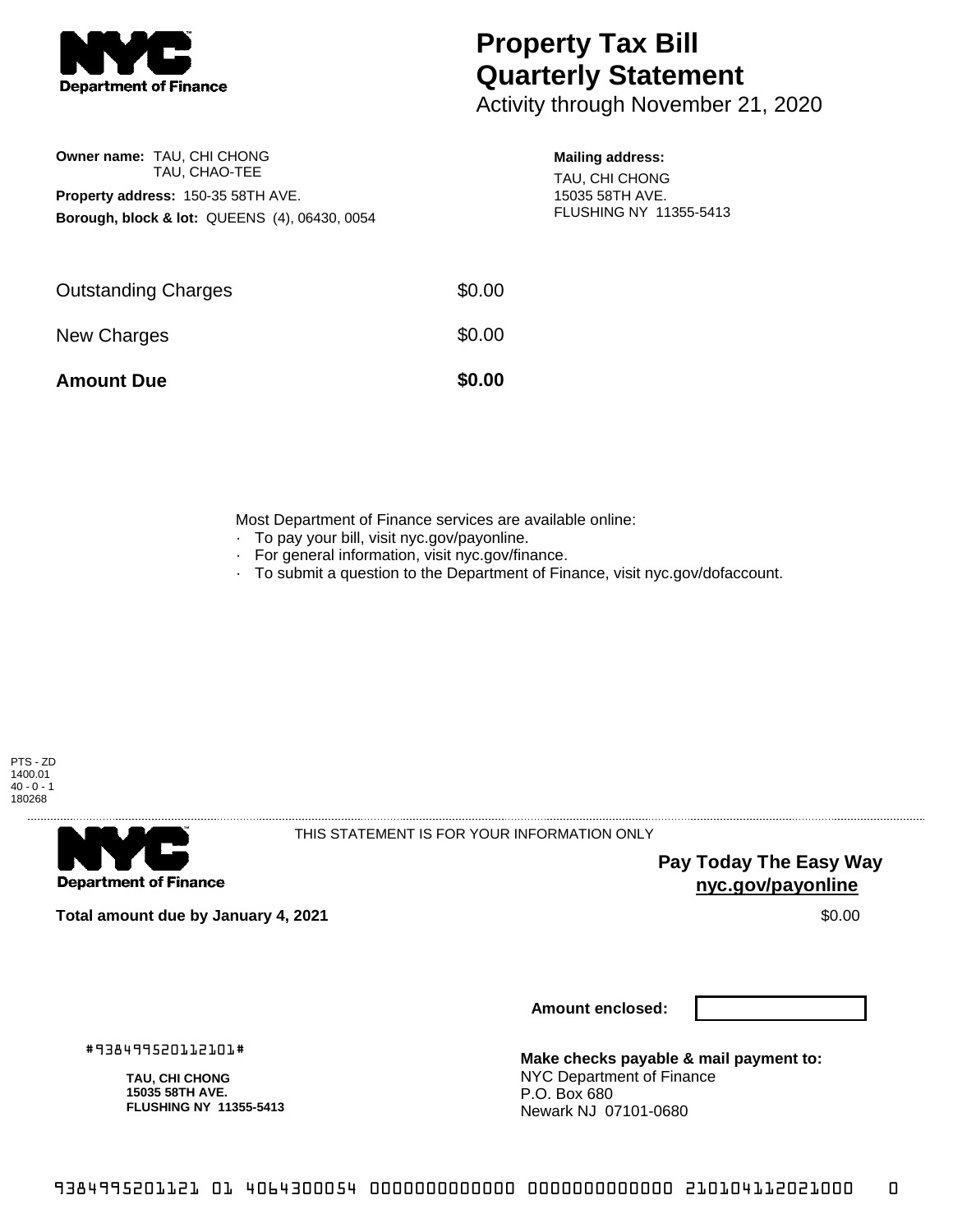# Property Tax Bill Quarterly Statement

Activity through November 21, 2020

**Owner name:** TAU, CHI CHONG
TAU, CHAO-TEE

**Property address:** 150-35 58TH AVE.

**Borough, block & lot:** QUEENS (4), 06430, 0054

**Mailing address:**
TAU, CHI CHONG
15035 58TH AVE.
FLUSHING NY 11355-5413

| | |
|---|---|
| Outstanding Charges | $0.00 |
| New Charges | $0.00 |
| **Amount Due** | **$0.00** |

Most Department of Finance services are available online:

- To pay your bill, visit nyc.gov/payonline.
- For general information, visit nyc.gov/finance.
- To submit a question to the Department of Finance, visit nyc.gov/dofaccount.

PTS - ZD
1400.01
40 - 0 - 1
180268

THIS STATEMENT IS FOR YOUR INFORMATION ONLY

**Pay Today The Easy Way**
**nyc.gov/payonline**

**Total amount due by January 4, 2021** $0.00

**Amount enclosed:**

#938499520112101#

**TAU, CHI CHONG**
**15035 58TH AVE.**
**FLUSHING NY 11355-5413**

**Make checks payable & mail payment to:**
NYC Department of Finance
P.O. Box 680
Newark NJ 07101-0680

9384995201121 01 4064300054 0000000000000 0000000000000 210104112021000 0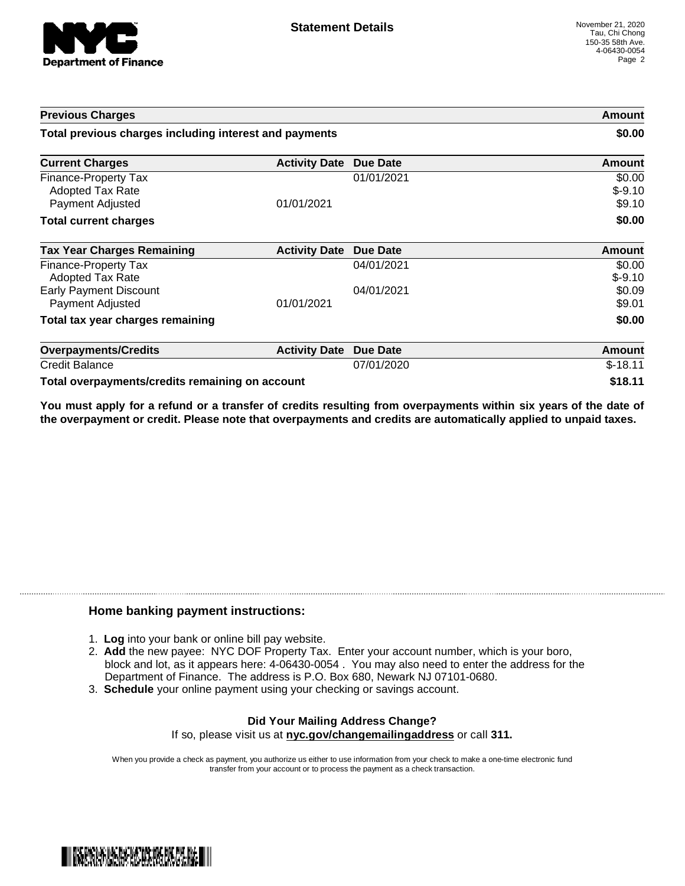**Statement Details**

November 21, 2020
Tau, Chi Chong
150-35 58th Ave.
4-06430-0054

| Previous Charges | | | Amount |
| --- | --- | --- | --- |
| **Total previous charges including interest and payments** | | | **$0.00** |

| Current Charges | Activity Date | Due Date | Amount |
| --- | --- | --- | --- |
| Finance-Property Tax | | 01/01/2021 | $0.00 |
| Adopted Tax Rate | | | $-9.10 |
| Payment Adjusted | 01/01/2021 | | $9.10 |
| **Total current charges** | | | **$0.00** |

| Tax Year Charges Remaining | Activity Date | Due Date | Amount |
| --- | --- | --- | --- |
| Finance-Property Tax | | 04/01/2021 | $0.00 |
| Adopted Tax Rate | | | $-9.10 |
| Early Payment Discount | | 04/01/2021 | $0.09 |
| Payment Adjusted | 01/01/2021 | | $9.01 |
| **Total tax year charges remaining** | | | **$0.00** |

| Overpayments/Credits | Activity Date | Due Date | Amount |
| --- | --- | --- | --- |
| Credit Balance | | 07/01/2020 | $-18.11 |
| **Total overpayments/credits remaining on account** | | | **$18.11** |

**You must apply for a refund or a transfer of credits resulting from overpayments within six years of the date of the overpayment or credit. Please note that overpayments and credits are automatically applied to unpaid taxes.**

### Home banking payment instructions:

1. **Log** into your bank or online bill pay website.
2. **Add** the new payee: NYC DOF Property Tax. Enter your account number, which is your boro, block and lot, as it appears here: 4-06430-0054 . You may also need to enter the address for the Department of Finance. The address is P.O. Box 680, Newark NJ 07101-0680.
3. **Schedule** your online payment using your checking or savings account.

**Did Your Mailing Address Change?**
If so, please visit us at **nyc.gov/changemailingaddress** or call **311.**

When you provide a check as payment, you authorize us either to use information from your check to make a one-time electronic fund transfer from your account or to process the payment as a check transaction.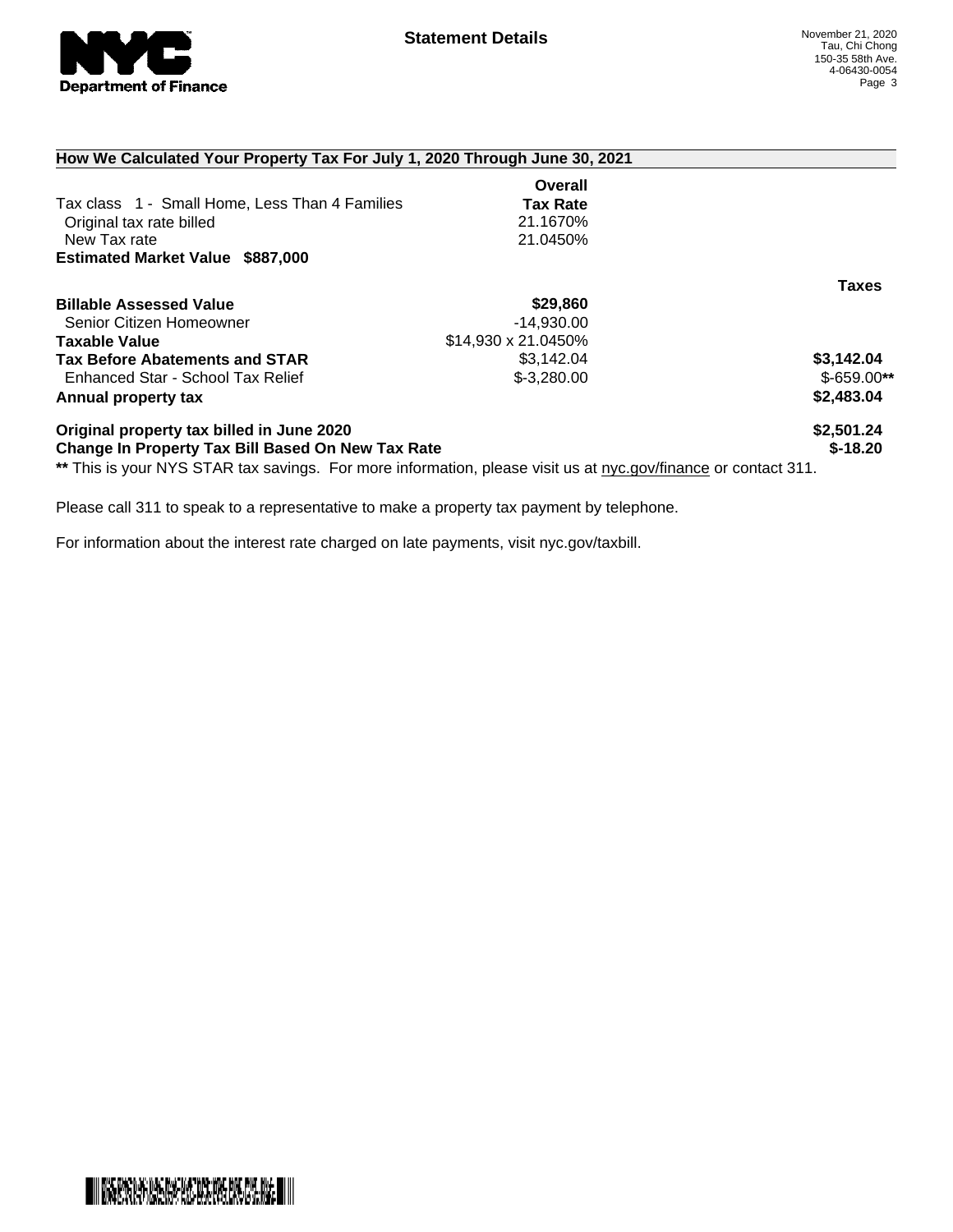## How We Calculated Your Property Tax For July 1, 2020 Through June 30, 2021

| | Overall Tax Rate | Taxes |
|---|---|---|
| Tax class 1 - Small Home, Less Than 4 Families | | |
| Original tax rate billed | 21.1670% | |
| New Tax rate | 21.0450% | |
| **Estimated Market Value $887,000** | | |
| **Billable Assessed Value** | **$29,860** | |
| Senior Citizen Homeowner | -14,930.00 | |
| **Taxable Value** | $14,930 x 21.0450% | |
| **Tax Before Abatements and STAR** | $3,142.04 | **$3,142.04** |
| Enhanced Star - School Tax Relief | $-3,280.00 | $-659.00** |
| **Annual property tax** | | **$2,483.04** |
| **Original property tax billed in June 2020** | | **$2,501.24** |
| **Change In Property Tax Bill Based On New Tax Rate** | | **$-18.20** |

** This is your NYS STAR tax savings. For more information, please visit us at nyc.gov/finance or contact 311.

Please call 311 to speak to a representative to make a property tax payment by telephone.

For information about the interest rate charged on late payments, visit nyc.gov/taxbill.